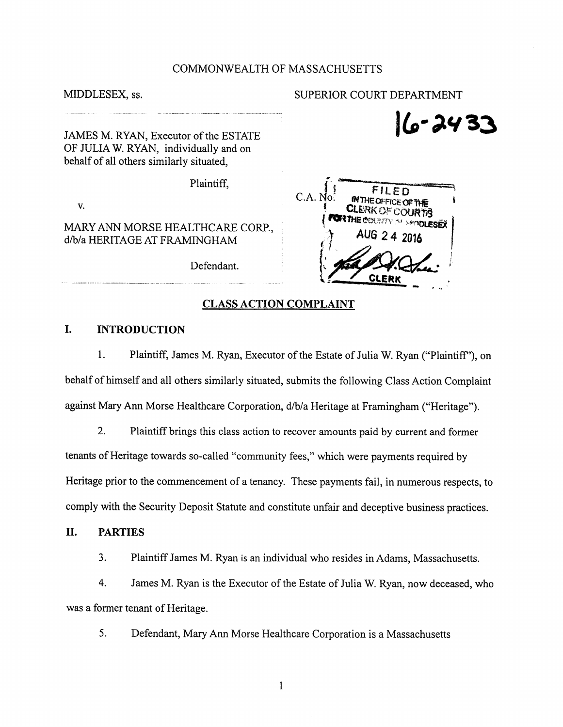COMMONWEALTH OF MASSACHUSETTS

MIDDLESEX, ss. SUPERIOR COURT DEPARTMENT

16-2433

JAMES M. RYAN, Executor of the ESTATE OF JULIA W. RYAN, individually and on behalf of all others similarly situated,

Plaintiff,

v.

MARY ANN MORSE HEALTHCARE CORP., d/b/a HERITAGE AT FRAMINGHAM

Defendant.

C.A. No.

FILED IN THE OFFICE OF THE CLERK OF COURTS FOR THE COUNTY OF MIDDLESEX AUG 24 2016 CLERK

## CLASS ACTION COMPLAINT

## I. INTRODUCTION

1. Plaintiff, James M. Ryan, Executor of the Estate of Julia W. Ryan ("Plaintiff"), on behalf of himself and all others similarly situated, submits the following Class Action Complaint against Mary Ann Morse Healthcare Corporation, d/b/a Heritage at Framingham ("Heritage").

2. Plaintiff brings this class action to recover amounts paid by current and former tenants of Heritage towards so-called "community fees," which were payments required by Heritage prior to the commencement of a tenancy. These payments fail, in numerous respects, to comply with the Security Deposit Statute and constitute unfair and deceptive business practices.

## II. PARTIES

3. Plaintiff James M. Ryan is an individual who resides in Adams, Massachusetts.

4. James M. Ryan is the Executor of the Estate of Julia W. Ryan, now deceased, who was a former tenant of Heritage.

5. Defendant, Mary Ann Morse Healthcare Corporation is a Massachusetts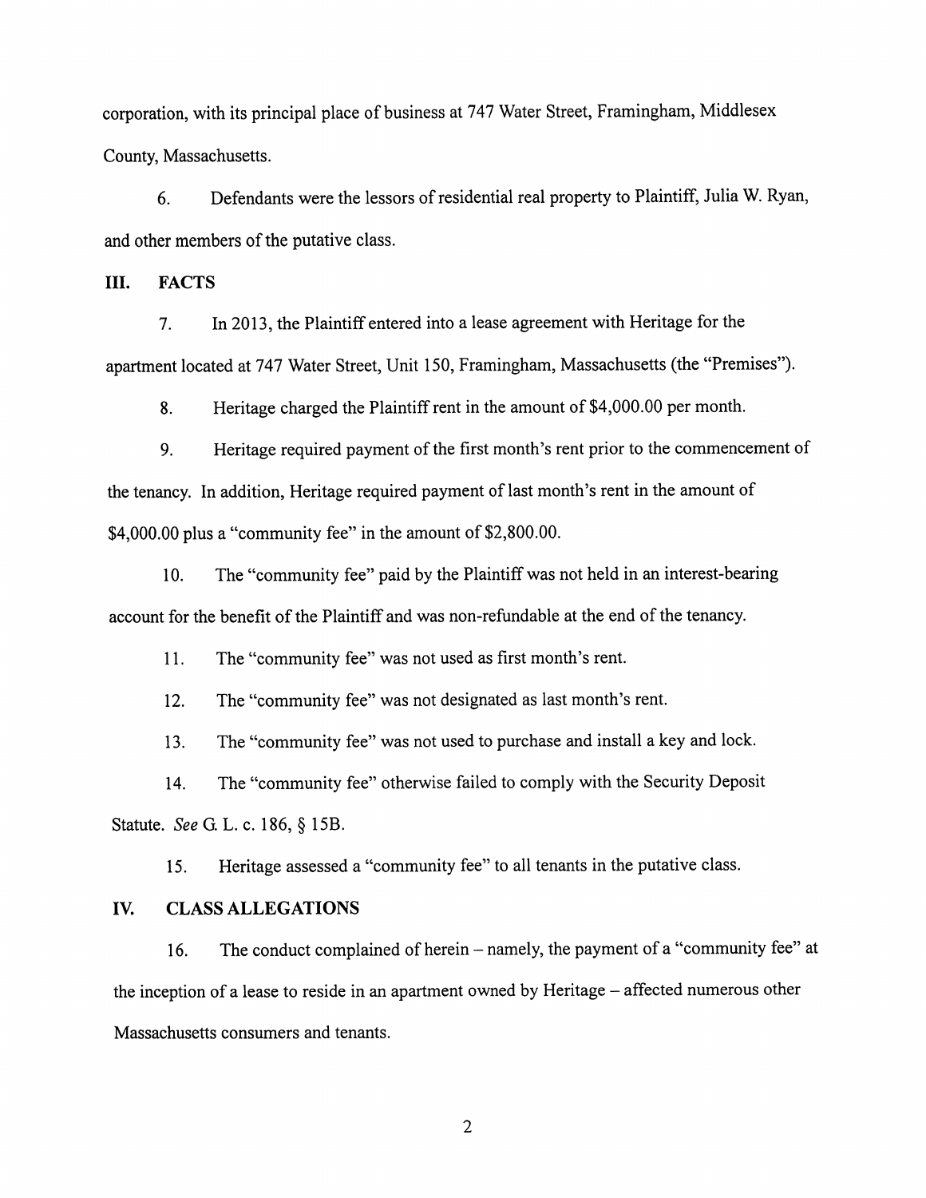corporation, with its principal place of business at 747 Water Street, Framingham, Middlesex County, Massachusetts.

6. Defendants were the lessors of residential real property to Plaintiff, Julia W. Ryan, and other members of the putative class.

## III. FACTS

7. In 2013, the Plaintiff entered into a lease agreement with Heritage for the apartment located at 747 Water Street, Unit 150, Framingham, Massachusetts (the "Premises").

8. Heritage charged the Plaintiff rent in the amount of $4,000.00 per month.

9. Heritage required payment of the first month's rent prior to the commencement of the tenancy. In addition, Heritage required payment of last month's rent in the amount of $4,000.00 plus a "community fee" in the amount of $2,800.00.

10. The "community fee" paid by the Plaintiff was not held in an interest-bearing account for the benefit of the Plaintiff and was non-refundable at the end of the tenancy.

11. The "community fee" was not used as first month's rent.

12. The "community fee" was not designated as last month's rent.

13. The "community fee" was not used to purchase and install a key and lock.

14. The "community fee" otherwise failed to comply with the Security Deposit Statute. *See* G. L. c. 186, § 15B.

15. Heritage assessed a "community fee" to all tenants in the putative class.

## IV. CLASS ALLEGATIONS

16. The conduct complained of herein – namely, the payment of a "community fee" at the inception of a lease to reside in an apartment owned by Heritage – affected numerous other Massachusetts consumers and tenants.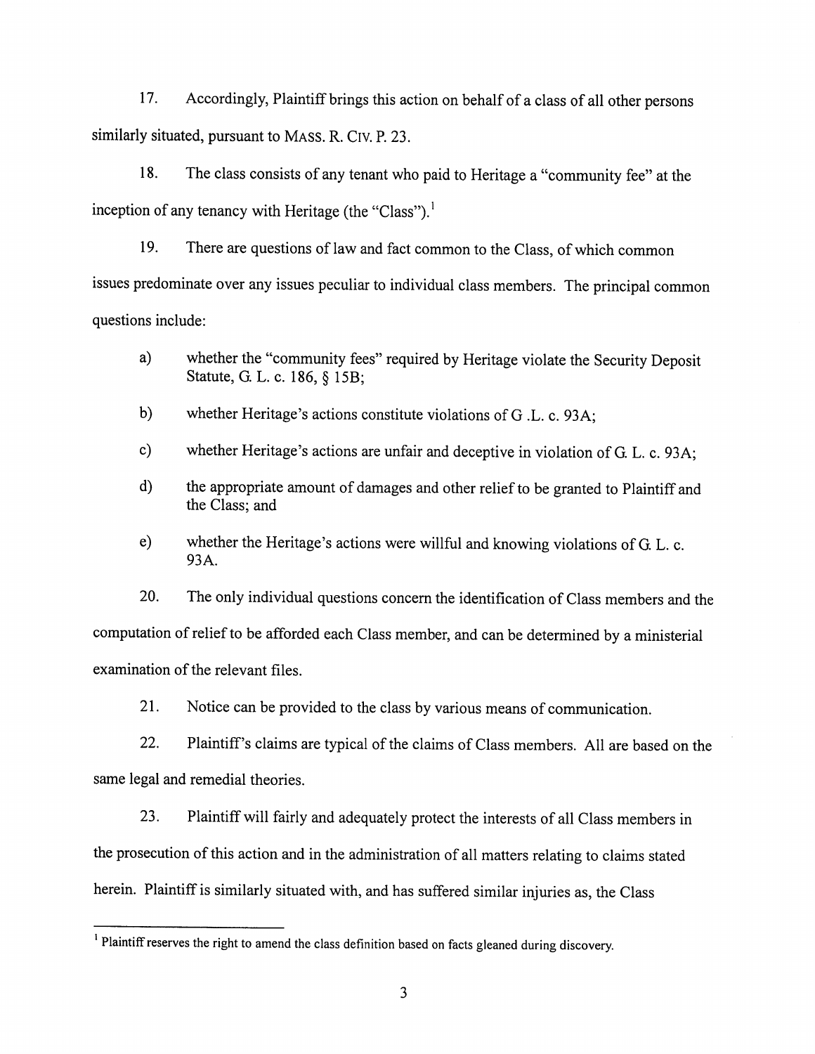17. Accordingly, Plaintiff brings this action on behalf of a class of all other persons similarly situated, pursuant to MASS. R. CIV. P. 23.

18. The class consists of any tenant who paid to Heritage a "community fee" at the inception of any tenancy with Heritage (the "Class").[1]

19. There are questions of law and fact common to the Class, of which common issues predominate over any issues peculiar to individual class members. The principal common questions include:

a) whether the "community fees" required by Heritage violate the Security Deposit Statute, G. L. c. 186, § 15B;

b) whether Heritage's actions constitute violations of G .L. c. 93A;

c) whether Heritage's actions are unfair and deceptive in violation of G. L. c. 93A;

d) the appropriate amount of damages and other relief to be granted to Plaintiff and the Class; and

e) whether the Heritage's actions were willful and knowing violations of G. L. c. 93A.

20. The only individual questions concern the identification of Class members and the computation of relief to be afforded each Class member, and can be determined by a ministerial examination of the relevant files.

21. Notice can be provided to the class by various means of communication.

22. Plaintiff's claims are typical of the claims of Class members. All are based on the same legal and remedial theories.

23. Plaintiff will fairly and adequately protect the interests of all Class members in the prosecution of this action and in the administration of all matters relating to claims stated herein. Plaintiff is similarly situated with, and has suffered similar injuries as, the Class

[1] Plaintiff reserves the right to amend the class definition based on facts gleaned during discovery.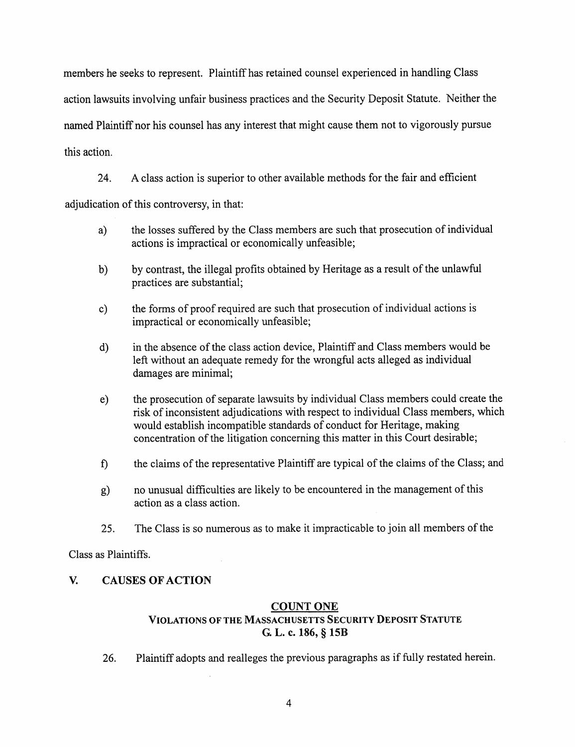members he seeks to represent. Plaintiff has retained counsel experienced in handling Class action lawsuits involving unfair business practices and the Security Deposit Statute. Neither the named Plaintiff nor his counsel has any interest that might cause them not to vigorously pursue this action.

24. A class action is superior to other available methods for the fair and efficient adjudication of this controversy, in that:

a) the losses suffered by the Class members are such that prosecution of individual actions is impractical or economically unfeasible;

b) by contrast, the illegal profits obtained by Heritage as a result of the unlawful practices are substantial;

c) the forms of proof required are such that prosecution of individual actions is impractical or economically unfeasible;

d) in the absence of the class action device, Plaintiff and Class members would be left without an adequate remedy for the wrongful acts alleged as individual damages are minimal;

e) the prosecution of separate lawsuits by individual Class members could create the risk of inconsistent adjudications with respect to individual Class members, which would establish incompatible standards of conduct for Heritage, making concentration of the litigation concerning this matter in this Court desirable;

f) the claims of the representative Plaintiff are typical of the claims of the Class; and

g) no unusual difficulties are likely to be encountered in the management of this action as a class action.

25. The Class is so numerous as to make it impracticable to join all members of the Class as Plaintiffs.

## V. CAUSES OF ACTION

### COUNT ONE
### VIOLATIONS OF THE MASSACHUSETTS SECURITY DEPOSIT STATUTE G. L. c. 186, § 15B

26. Plaintiff adopts and realleges the previous paragraphs as if fully restated herein.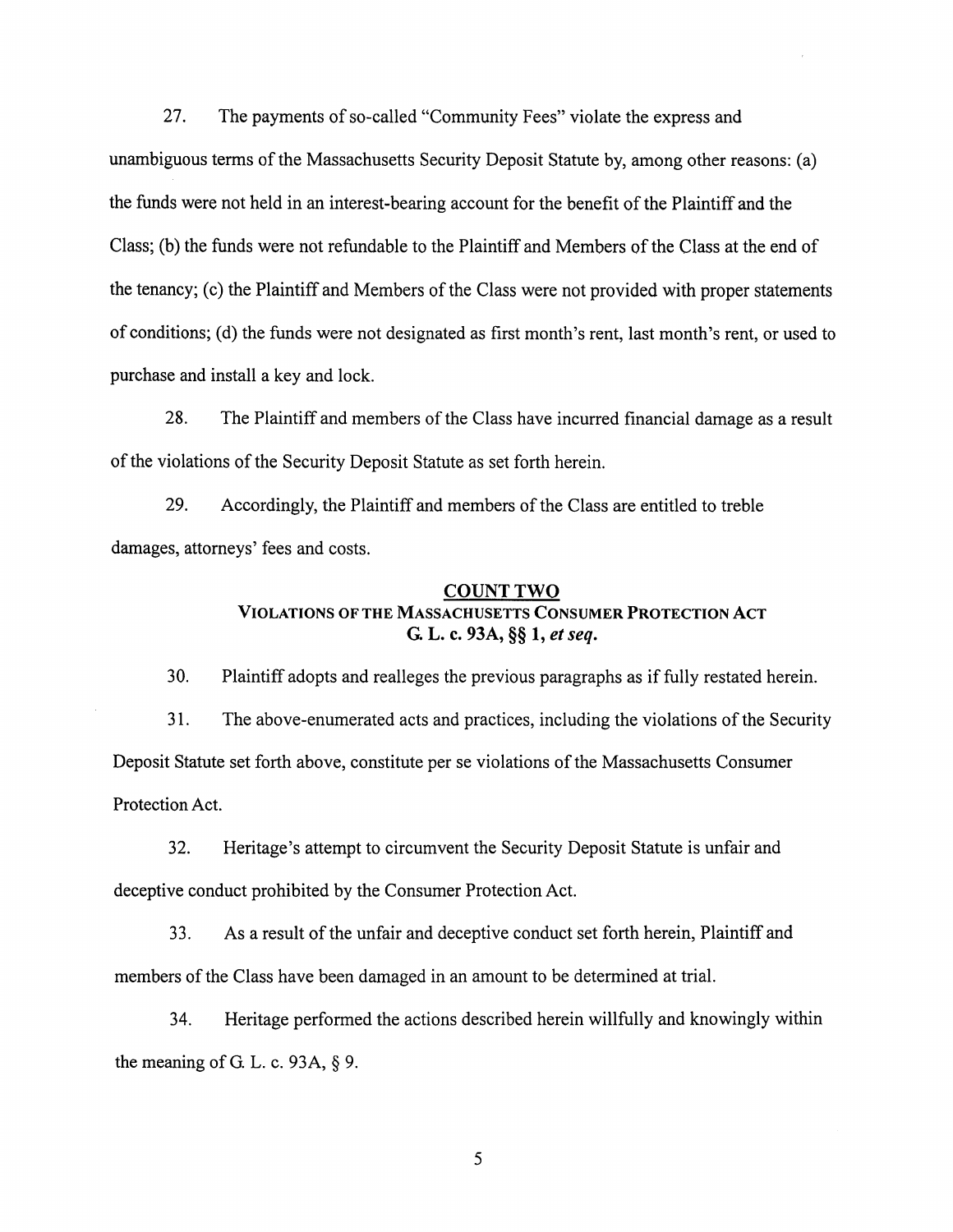27. The payments of so-called "Community Fees" violate the express and unambiguous terms of the Massachusetts Security Deposit Statute by, among other reasons: (a) the funds were not held in an interest-bearing account for the benefit of the Plaintiff and the Class; (b) the funds were not refundable to the Plaintiff and Members of the Class at the end of the tenancy; (c) the Plaintiff and Members of the Class were not provided with proper statements of conditions; (d) the funds were not designated as first month's rent, last month's rent, or used to purchase and install a key and lock.

28. The Plaintiff and members of the Class have incurred financial damage as a result of the violations of the Security Deposit Statute as set forth herein.

29. Accordingly, the Plaintiff and members of the Class are entitled to treble damages, attorneys' fees and costs.

**COUNT TWO**

**VIOLATIONS OF THE MASSACHUSETTS CONSUMER PROTECTION ACT**
**G. L. c. 93A, §§ 1, *et seq.***

30. Plaintiff adopts and realleges the previous paragraphs as if fully restated herein.

31. The above-enumerated acts and practices, including the violations of the Security Deposit Statute set forth above, constitute per se violations of the Massachusetts Consumer Protection Act.

32. Heritage's attempt to circumvent the Security Deposit Statute is unfair and deceptive conduct prohibited by the Consumer Protection Act.

33. As a result of the unfair and deceptive conduct set forth herein, Plaintiff and members of the Class have been damaged in an amount to be determined at trial.

34. Heritage performed the actions described herein willfully and knowingly within the meaning of G. L. c. 93A, § 9.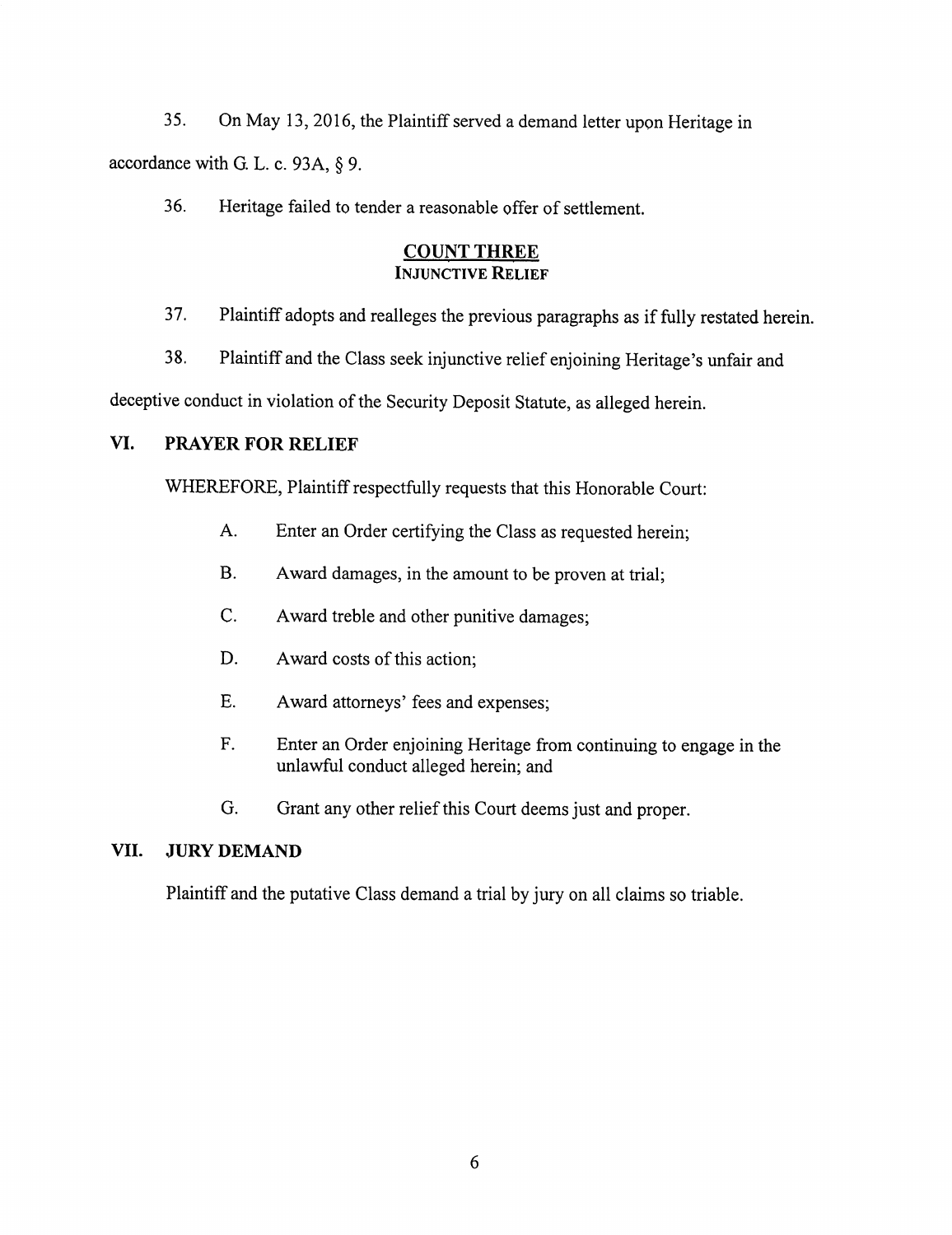35. On May 13, 2016, the Plaintiff served a demand letter upon Heritage in accordance with G. L. c. 93A, § 9.

36. Heritage failed to tender a reasonable offer of settlement.

## COUNT THREE
### INJUNCTIVE RELIEF

37. Plaintiff adopts and realleges the previous paragraphs as if fully restated herein.

38. Plaintiff and the Class seek injunctive relief enjoining Heritage's unfair and deceptive conduct in violation of the Security Deposit Statute, as alleged herein.

## VI. PRAYER FOR RELIEF

WHEREFORE, Plaintiff respectfully requests that this Honorable Court:

A. Enter an Order certifying the Class as requested herein;

B. Award damages, in the amount to be proven at trial;

C. Award treble and other punitive damages;

D. Award costs of this action;

E. Award attorneys' fees and expenses;

F. Enter an Order enjoining Heritage from continuing to engage in the unlawful conduct alleged herein; and

G. Grant any other relief this Court deems just and proper.

## VII. JURY DEMAND

Plaintiff and the putative Class demand a trial by jury on all claims so triable.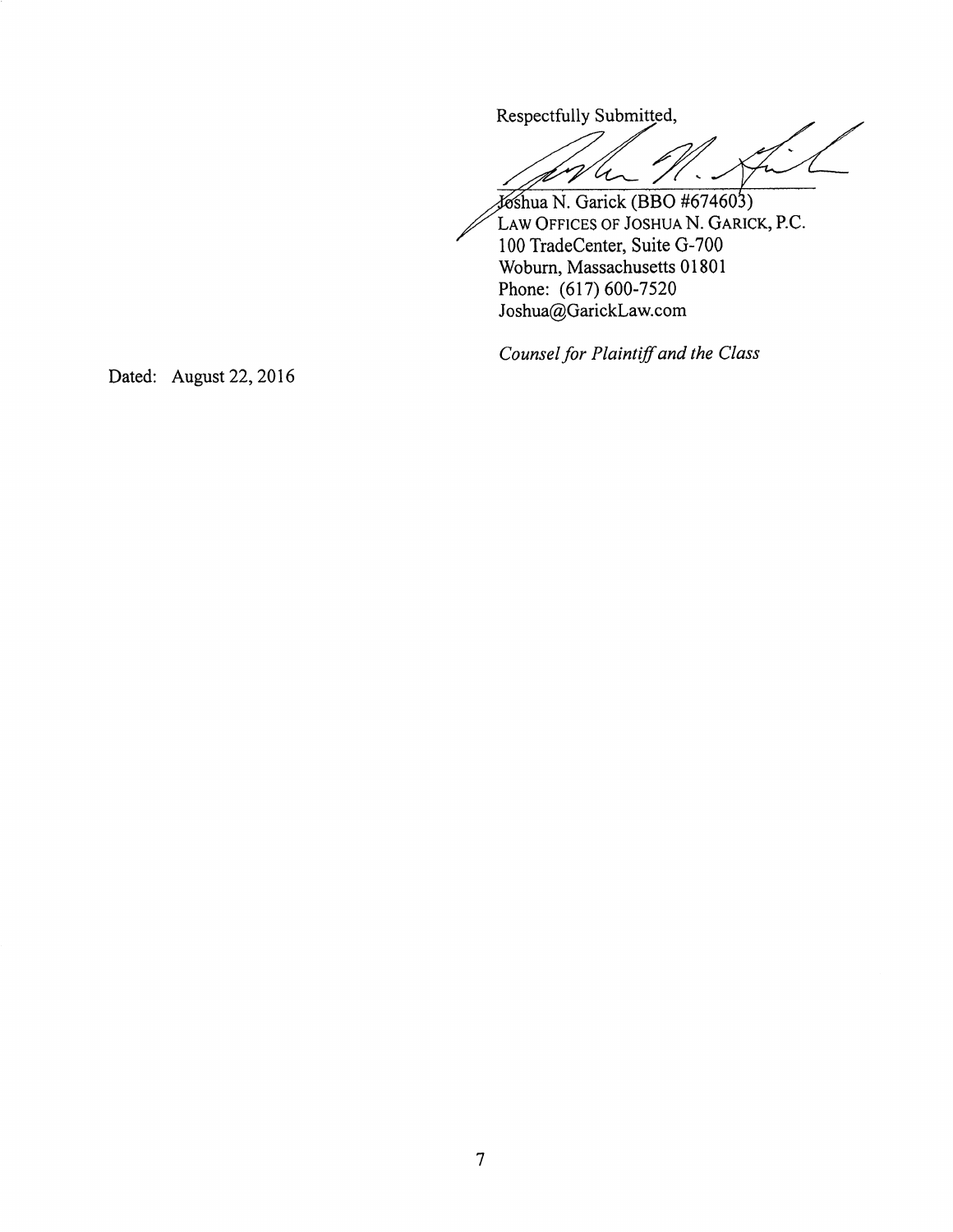Respectfully Submitted,

Joshua N. Garick (BBO #674603)
LAW OFFICES OF JOSHUA N. GARICK, P.C.
100 TradeCenter, Suite G-700
Woburn, Massachusetts 01801
Phone: (617) 600-7520
Joshua@GarickLaw.com

*Counsel for Plaintiff and the Class*

Dated: August 22, 2016